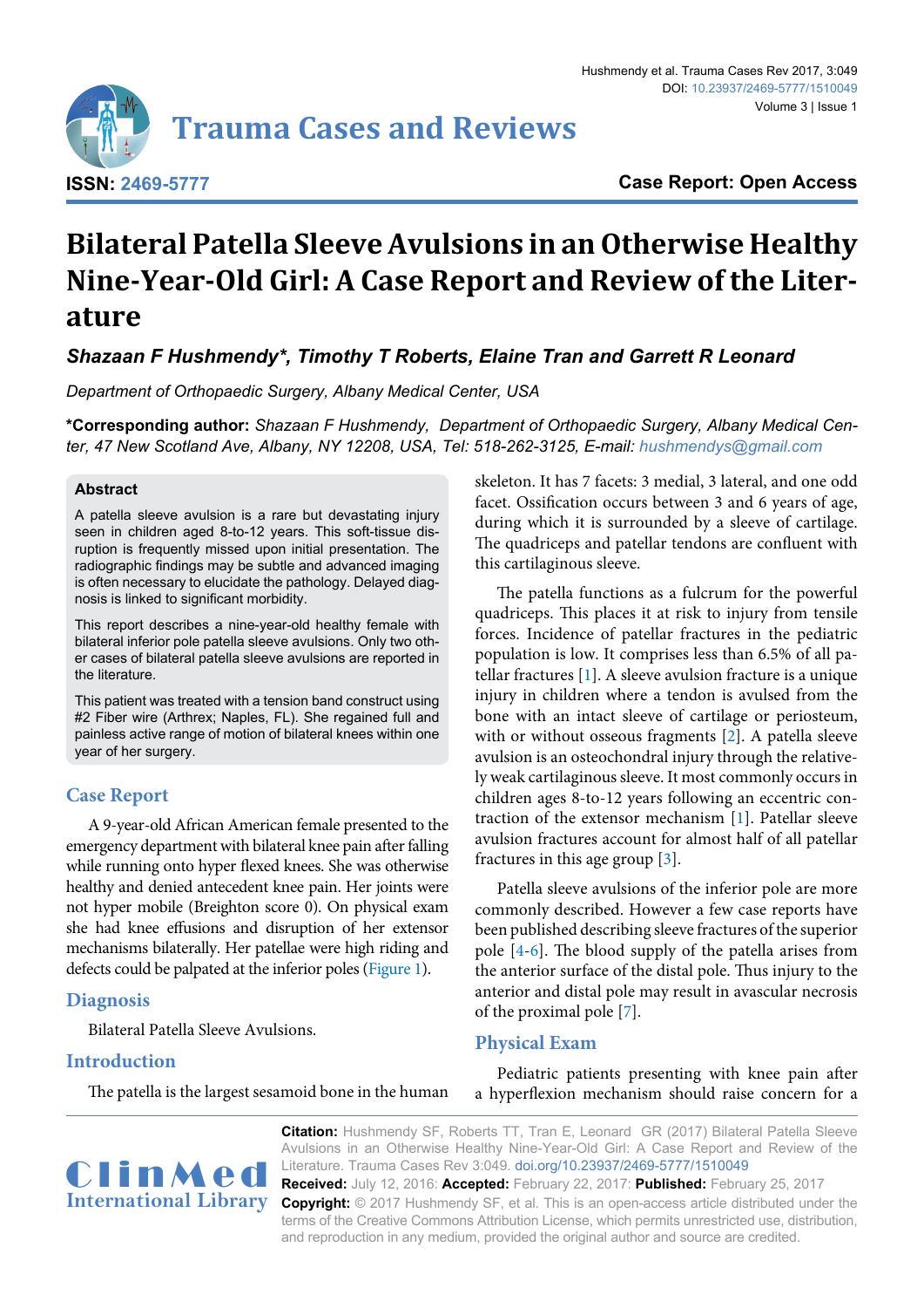# Bilateral Patella Sleeve Avulsions in an Otherwise Healthy Nine-Year-Old Girl: A Case Report and Review of the Literature

***Shazaan F Hushmendy\*, Timothy T Roberts, Elaine Tran and Garrett R Leonard***

*Department of Orthopaedic Surgery, Albany Medical Center, USA*

**\*Corresponding author:** *Shazaan F Hushmendy, Department of Orthopaedic Surgery, Albany Medical Center, 47 New Scotland Ave, Albany, NY 12208, USA, Tel: 518-262-3125, E-mail: hushmendys@gmail.com*

### Abstract

A patella sleeve avulsion is a rare but devastating injury seen in children aged 8-to-12 years. This soft-tissue disruption is frequently missed upon initial presentation. The radiographic findings may be subtle and advanced imaging is often necessary to elucidate the pathology. Delayed diagnosis is linked to significant morbidity.

This report describes a nine-year-old healthy female with bilateral inferior pole patella sleeve avulsions. Only two other cases of bilateral patella sleeve avulsions are reported in the literature.

This patient was treated with a tension band construct using #2 Fiber wire (Arthrex; Naples, FL). She regained full and painless active range of motion of bilateral knees within one year of her surgery.

## Case Report

A 9-year-old African American female presented to the emergency department with bilateral knee pain after falling while running onto hyper flexed knees. She was otherwise healthy and denied antecedent knee pain. Her joints were not hyper mobile (Breighton score 0). On physical exam she had knee effusions and disruption of her extensor mechanisms bilaterally. Her patellae were high riding and defects could be palpated at the inferior poles (Figure 1).

## Diagnosis

Bilateral Patella Sleeve Avulsions.

## Introduction

The patella is the largest sesamoid bone in the human skeleton. It has 7 facets: 3 medial, 3 lateral, and one odd facet. Ossification occurs between 3 and 6 years of age, during which it is surrounded by a sleeve of cartilage. The quadriceps and patellar tendons are confluent with this cartilaginous sleeve.

The patella functions as a fulcrum for the powerful quadriceps. This places it at risk to injury from tensile forces. Incidence of patellar fractures in the pediatric population is low. It comprises less than 6.5% of all patellar fractures [1]. A sleeve avulsion fracture is a unique injury in children where a tendon is avulsed from the bone with an intact sleeve of cartilage or periosteum, with or without osseous fragments [2]. A patella sleeve avulsion is an osteochondral injury through the relatively weak cartilaginous sleeve. It most commonly occurs in children ages 8-to-12 years following an eccentric contraction of the extensor mechanism [1]. Patellar sleeve avulsion fractures account for almost half of all patellar fractures in this age group [3].

Patella sleeve avulsions of the inferior pole are more commonly described. However a few case reports have been published describing sleeve fractures of the superior pole [4-6]. The blood supply of the patella arises from the anterior surface of the distal pole. Thus injury to the anterior and distal pole may result in avascular necrosis of the proximal pole [7].

## Physical Exam

Pediatric patients presenting with knee pain after a hyperflexion mechanism should raise concern for a

**Citation:** Hushmendy SF, Roberts TT, Tran E, Leonard GR (2017) Bilateral Patella Sleeve Avulsions in an Otherwise Healthy Nine-Year-Old Girl: A Case Report and Review of the Literature. Trauma Cases Rev 3:049. doi.org/10.23937/2469-5777/1510049

**Received:** July 12, 2016: **Accepted:** February 22, 2017: **Published:** February 25, 2017

**Copyright:** © 2017 Hushmendy SF, et al. This is an open-access article distributed under the terms of the Creative Commons Attribution License, which permits unrestricted use, distribution, and reproduction in any medium, provided the original author and source are credited.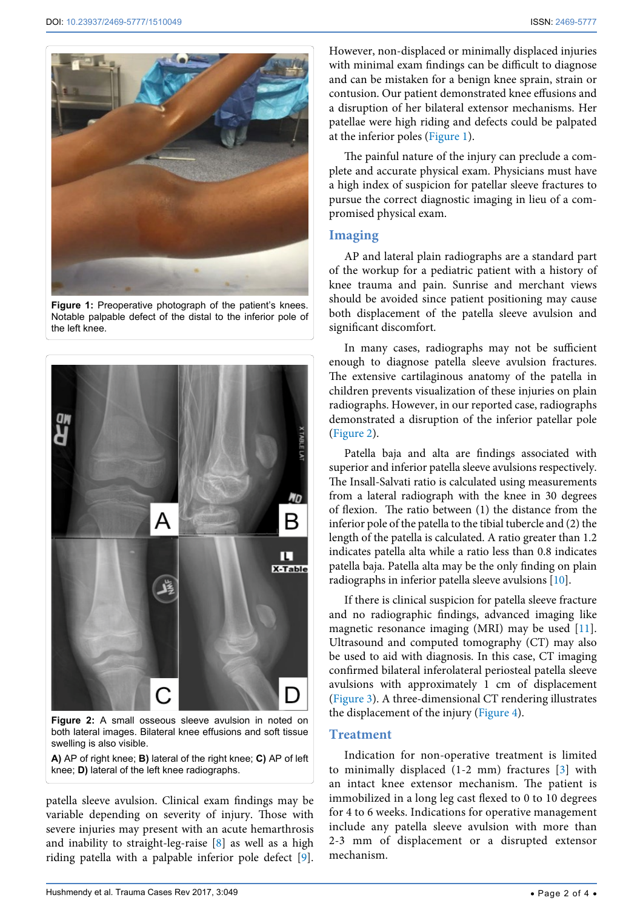**Figure 1:** Preoperative photograph of the patient's knees. Notable palpable defect of the distal to the inferior pole of the left knee.

**Figure 2:** A small osseous sleeve avulsion in noted on both lateral images. Bilateral knee effusions and soft tissue swelling is also visible.

**A)** AP of right knee; **B)** lateral of the right knee; **C)** AP of left knee; **D)** lateral of the left knee radiographs.

patella sleeve avulsion. Clinical exam findings may be variable depending on severity of injury. Those with severe injuries may present with an acute hemarthrosis and inability to straight-leg-raise [8] as well as a high riding patella with a palpable inferior pole defect [9]. However, non-displaced or minimally displaced injuries with minimal exam findings can be difficult to diagnose and can be mistaken for a benign knee sprain, strain or contusion. Our patient demonstrated knee effusions and a disruption of her bilateral extensor mechanisms. Her patellae were high riding and defects could be palpated at the inferior poles (Figure 1).

The painful nature of the injury can preclude a complete and accurate physical exam. Physicians must have a high index of suspicion for patellar sleeve fractures to pursue the correct diagnostic imaging in lieu of a compromised physical exam.

## Imaging

AP and lateral plain radiographs are a standard part of the workup for a pediatric patient with a history of knee trauma and pain. Sunrise and merchant views should be avoided since patient positioning may cause both displacement of the patella sleeve avulsion and significant discomfort.

In many cases, radiographs may not be sufficient enough to diagnose patella sleeve avulsion fractures. The extensive cartilaginous anatomy of the patella in children prevents visualization of these injuries on plain radiographs. However, in our reported case, radiographs demonstrated a disruption of the inferior patellar pole (Figure 2).

Patella baja and alta are findings associated with superior and inferior patella sleeve avulsions respectively. The Insall-Salvati ratio is calculated using measurements from a lateral radiograph with the knee in 30 degrees of flexion. The ratio between (1) the distance from the inferior pole of the patella to the tibial tubercle and (2) the length of the patella is calculated. A ratio greater than 1.2 indicates patella alta while a ratio less than 0.8 indicates patella baja. Patella alta may be the only finding on plain radiographs in inferior patella sleeve avulsions [10].

If there is clinical suspicion for patella sleeve fracture and no radiographic findings, advanced imaging like magnetic resonance imaging (MRI) may be used [11]. Ultrasound and computed tomography (CT) may also be used to aid with diagnosis. In this case, CT imaging confirmed bilateral inferolateral periosteal patella sleeve avulsions with approximately 1 cm of displacement (Figure 3). A three-dimensional CT rendering illustrates the displacement of the injury (Figure 4).

## Treatment

Indication for non-operative treatment is limited to minimally displaced (1-2 mm) fractures [3] with an intact knee extensor mechanism. The patient is immobilized in a long leg cast flexed to 0 to 10 degrees for 4 to 6 weeks. Indications for operative management include any patella sleeve avulsion with more than 2-3 mm of displacement or a disrupted extensor mechanism.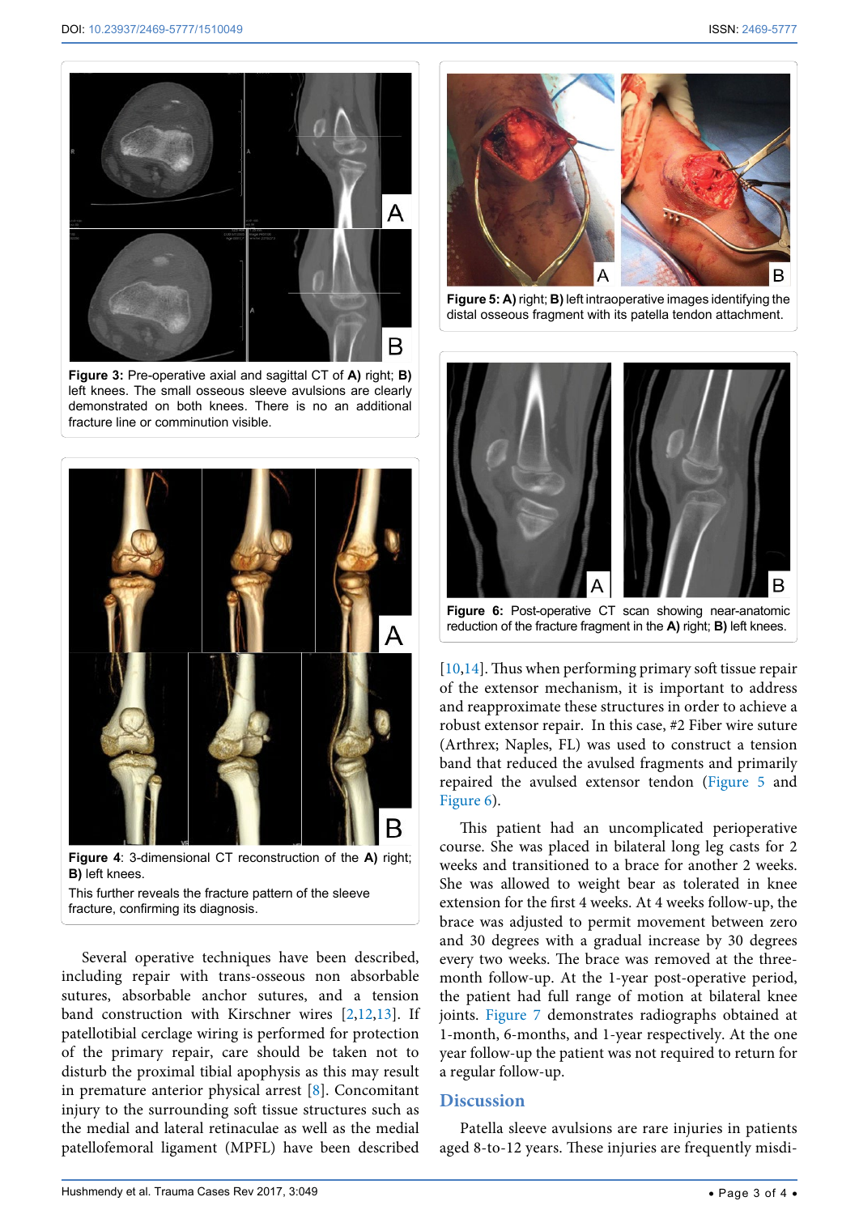**Figure 3:** Pre-operative axial and sagittal CT of **A)** right; **B)** left knees. The small osseous sleeve avulsions are clearly demonstrated on both knees. There is no an additional fracture line or comminution visible.

**Figure 4**: 3-dimensional CT reconstruction of the **A)** right; **B)** left knees.

This further reveals the fracture pattern of the sleeve fracture, confirming its diagnosis.

Several operative techniques have been described, including repair with trans-osseous non absorbable sutures, absorbable anchor sutures, and a tension band construction with Kirschner wires [2,12,13]. If patellotibial cerclage wiring is performed for protection of the primary repair, care should be taken not to disturb the proximal tibial apophysis as this may result in premature anterior physical arrest [8]. Concomitant injury to the surrounding soft tissue structures such as the medial and lateral retinaculae as well as the medial patellofemoral ligament (MPFL) have been described [10,14]. Thus when performing primary soft tissue repair of the extensor mechanism, it is important to address and reapproximate these structures in order to achieve a robust extensor repair. In this case, #2 Fiber wire suture (Arthrex; Naples, FL) was used to construct a tension band that reduced the avulsed fragments and primarily repaired the avulsed extensor tendon (Figure 5 and Figure 6).

**Figure 5: A)** right; **B)** left intraoperative images identifying the distal osseous fragment with its patella tendon attachment.

**Figure 6:** Post-operative CT scan showing near-anatomic reduction of the fracture fragment in the **A)** right; **B)** left knees.

This patient had an uncomplicated perioperative course. She was placed in bilateral long leg casts for 2 weeks and transitioned to a brace for another 2 weeks. She was allowed to weight bear as tolerated in knee extension for the first 4 weeks. At 4 weeks follow-up, the brace was adjusted to permit movement between zero and 30 degrees with a gradual increase by 30 degrees every two weeks. The brace was removed at the three-month follow-up. At the 1-year post-operative period, the patient had full range of motion at bilateral knee joints. Figure 7 demonstrates radiographs obtained at 1-month, 6-months, and 1-year respectively. At the one year follow-up the patient was not required to return for a regular follow-up.

## Discussion

Patella sleeve avulsions are rare injuries in patients aged 8-to-12 years. These injuries are frequently misdi-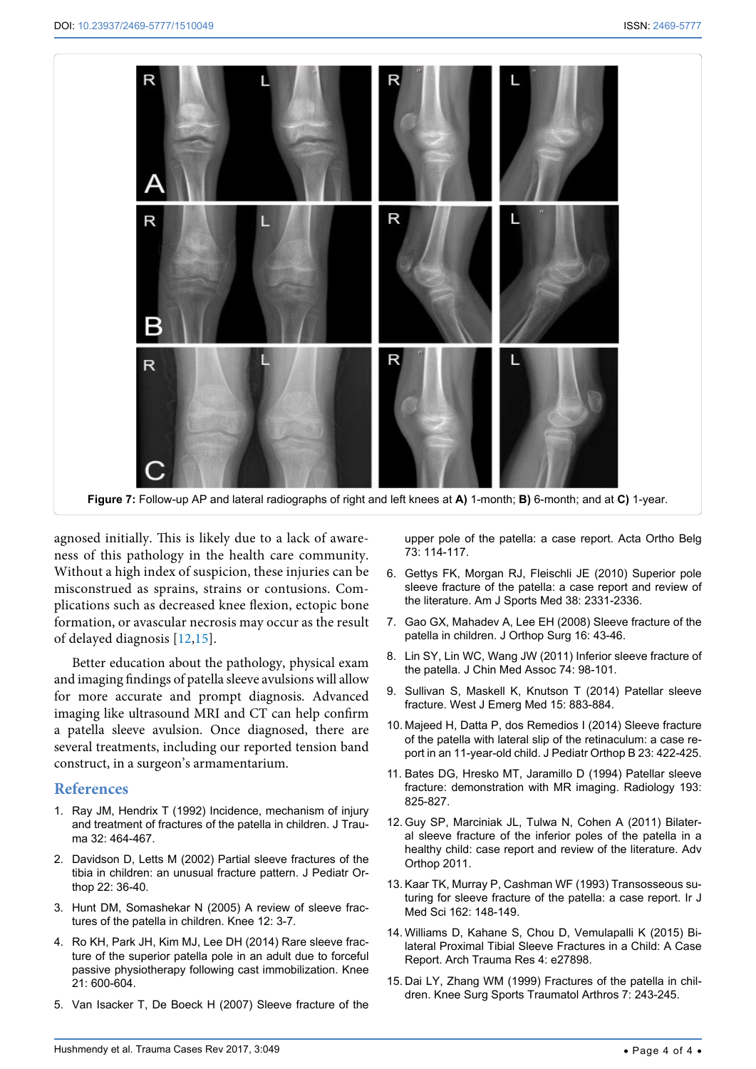Figure 7: Follow-up AP and lateral radiographs of right and left knees at A) 1-month; B) 6-month; and at C) 1-year.

agnosed initially. This is likely due to a lack of awareness of this pathology in the health care community. Without a high index of suspicion, these injuries can be misconstrued as sprains, strains or contusions. Complications such as decreased knee flexion, ectopic bone formation, or avascular necrosis may occur as the result of delayed diagnosis [12,15].

Better education about the pathology, physical exam and imaging findings of patella sleeve avulsions will allow for more accurate and prompt diagnosis. Advanced imaging like ultrasound MRI and CT can help confirm a patella sleeve avulsion. Once diagnosed, there are several treatments, including our reported tension band construct, in a surgeon's armamentarium.

## References

1. Ray JM, Hendrix T (1992) Incidence, mechanism of injury and treatment of fractures of the patella in children. J Trauma 32: 464-467.
2. Davidson D, Letts M (2002) Partial sleeve fractures of the tibia in children: an unusual fracture pattern. J Pediatr Orthop 22: 36-40.
3. Hunt DM, Somashekar N (2005) A review of sleeve fractures of the patella in children. Knee 12: 3-7.
4. Ro KH, Park JH, Kim MJ, Lee DH (2014) Rare sleeve fracture of the superior patella pole in an adult due to forceful passive physiotherapy following cast immobilization. Knee 21: 600-604.
5. Van Isacker T, De Boeck H (2007) Sleeve fracture of the upper pole of the patella: a case report. Acta Ortho Belg 73: 114-117.
6. Gettys FK, Morgan RJ, Fleischli JE (2010) Superior pole sleeve fracture of the patella: a case report and review of the literature. Am J Sports Med 38: 2331-2336.
7. Gao GX, Mahadev A, Lee EH (2008) Sleeve fracture of the patella in children. J Orthop Surg 16: 43-46.
8. Lin SY, Lin WC, Wang JW (2011) Inferior sleeve fracture of the patella. J Chin Med Assoc 74: 98-101.
9. Sullivan S, Maskell K, Knutson T (2014) Patellar sleeve fracture. West J Emerg Med 15: 883-884.
10. Majeed H, Datta P, dos Remedios I (2014) Sleeve fracture of the patella with lateral slip of the retinaculum: a case report in an 11-year-old child. J Pediatr Orthop B 23: 422-425.
11. Bates DG, Hresko MT, Jaramillo D (1994) Patellar sleeve fracture: demonstration with MR imaging. Radiology 193: 825-827.
12. Guy SP, Marciniak JL, Tulwa N, Cohen A (2011) Bilateral sleeve fracture of the inferior poles of the patella in a healthy child: case report and review of the literature. Adv Orthop 2011.
13. Kaar TK, Murray P, Cashman WF (1993) Transosseous suturing for sleeve fracture of the patella: a case report. Ir J Med Sci 162: 148-149.
14. Williams D, Kahane S, Chou D, Vemulapalli K (2015) Bilateral Proximal Tibial Sleeve Fractures in a Child: A Case Report. Arch Trauma Res 4: e27898.
15. Dai LY, Zhang WM (1999) Fractures of the patella in children. Knee Surg Sports Traumatol Arthros 7: 243-245.